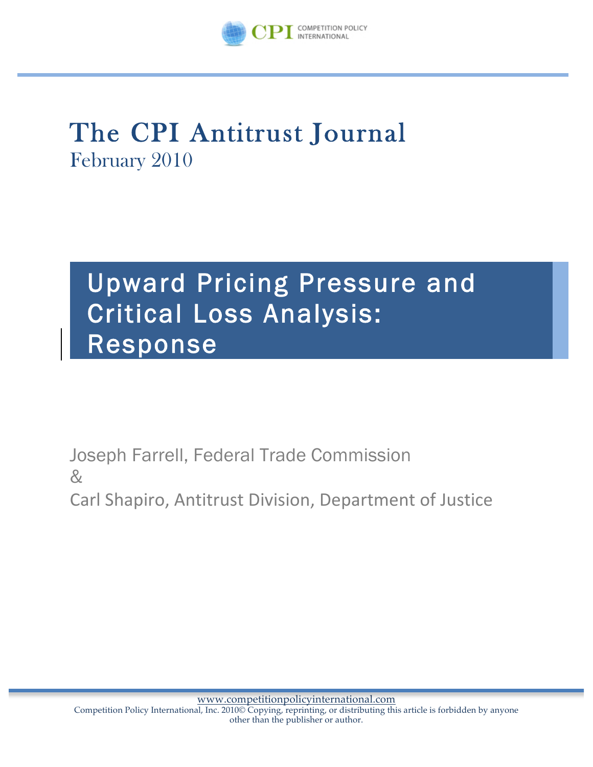COMPETITION POLICY INTERNATIONAL

# The CPI Antitrust Journal

February 2010

## Upward Pricing Pressure and Critical Loss Analysis: Response

Joseph Farrell, Federal Trade Commission

&

Carl Shapiro, Antitrust Division, Department of Justice

www.competitionpolicyinternational.com

Competition Policy International, Inc. 2010© Copying, reprinting, or distributing this article is forbidden by anyone other than the publisher or author.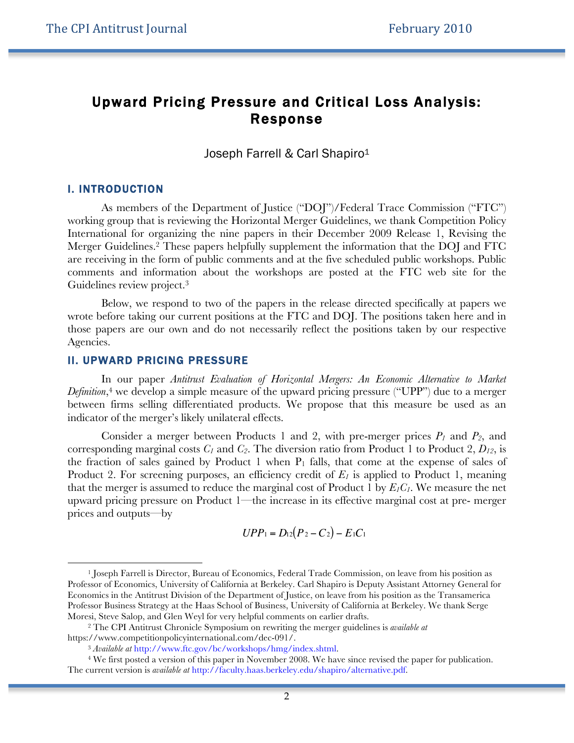# Upward Pricing Pressure and Critical Loss Analysis: Response

Joseph Farrell & Carl Shapiro[1]

## I. INTRODUCTION

As members of the Department of Justice ("DOJ")/Federal Trace Commission ("FTC") working group that is reviewing the Horizontal Merger Guidelines, we thank Competition Policy International for organizing the nine papers in their December 2009 Release 1, Revising the Merger Guidelines.[2] These papers helpfully supplement the information that the DOJ and FTC are receiving in the form of public comments and at the five scheduled public workshops. Public comments and information about the workshops are posted at the FTC web site for the Guidelines review project.[3]

Below, we respond to two of the papers in the release directed specifically at papers we wrote before taking our current positions at the FTC and DOJ. The positions taken here and in those papers are our own and do not necessarily reflect the positions taken by our respective Agencies.

## II. UPWARD PRICING PRESSURE

In our paper *Antitrust Evaluation of Horizontal Mergers: An Economic Alternative to Market Definition*,[4] we develop a simple measure of the upward pricing pressure ("UPP") due to a merger between firms selling differentiated products. We propose that this measure be used as an indicator of the merger's likely unilateral effects.

Consider a merger between Products 1 and 2, with pre-merger prices $P_1$ and $P_2$, and corresponding marginal costs $C_1$ and $C_2$. The diversion ratio from Product 1 to Product 2, $D_{12}$, is the fraction of sales gained by Product 1 when $P_1$ falls, that come at the expense of sales of Product 2. For screening purposes, an efficiency credit of $E_1$ is applied to Product 1, meaning that the merger is assumed to reduce the marginal cost of Product 1 by $E_1C_1$. We measure the net upward pricing pressure on Product 1—the increase in its effective marginal cost at pre- merger prices and outputs—by

$$UPP_1 = D_{12}(P_2 - C_2) - E_1C_1$$

---

[1] Joseph Farrell is Director, Bureau of Economics, Federal Trade Commission, on leave from his position as Professor of Economics, University of California at Berkeley. Carl Shapiro is Deputy Assistant Attorney General for Economics in the Antitrust Division of the Department of Justice, on leave from his position as the Transamerica Professor Business Strategy at the Haas School of Business, University of California at Berkeley. We thank Serge Moresi, Steve Salop, and Glen Weyl for very helpful comments on earlier drafts.

[2] The CPI Antitrust Chronicle Symposium on rewriting the merger guidelines is *available at* https://www.competitionpolicyinternational.com/dec-091/.

[3] *Available at* http://www.ftc.gov/bc/workshops/hmg/index.shtml.

[4] We first posted a version of this paper in November 2008. We have since revised the paper for publication. The current version is *available at* http://faculty.haas.berkeley.edu/shapiro/alternative.pdf.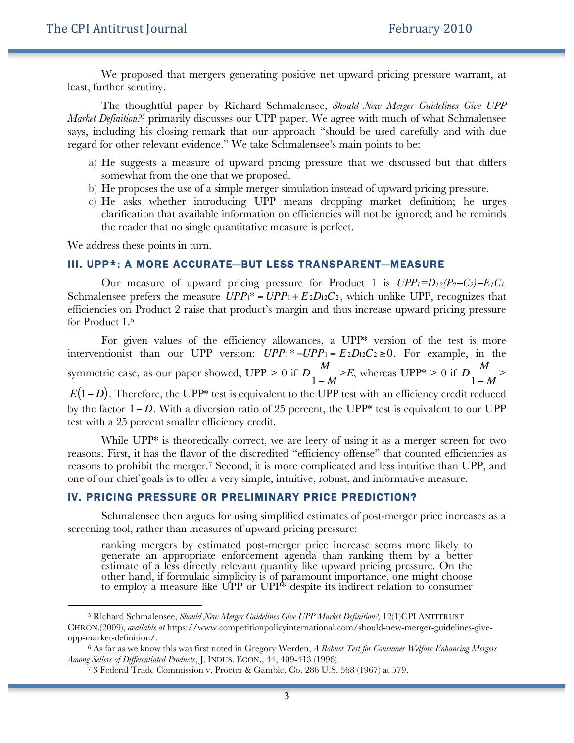We proposed that mergers generating positive net upward pricing pressure warrant, at least, further scrutiny.

The thoughtful paper by Richard Schmalensee, *Should New Merger Guidelines Give UPP Market Definition?*[5] primarily discusses our UPP paper. We agree with much of what Schmalensee says, including his closing remark that our approach "should be used carefully and with due regard for other relevant evidence." We take Schmalensee's main points to be:

a) He suggests a measure of upward pricing pressure that we discussed but that differs somewhat from the one that we proposed.
b) He proposes the use of a simple merger simulation instead of upward pricing pressure.
c) He asks whether introducing UPP means dropping market definition; he urges clarification that available information on efficiencies will not be ignored; and he reminds the reader that no single quantitative measure is perfect.

We address these points in turn.

## III. UPP*: A MORE ACCURATE—BUT LESS TRANSPARENT—MEASURE

Our measure of upward pricing pressure for Product 1 is $UPP_1 = D_{12}(P_2 - C_2) - E_1C_1$. Schmalensee prefers the measure $UPP_1^* = UPP_1 + E_2D_{12}C_2$, which unlike UPP, recognizes that efficiencies on Product 2 raise that product's margin and thus increase upward pricing pressure for Product 1.[6]

For given values of the efficiency allowances, a UPP* version of the test is more interventionist than our UPP version: $UPP_1^* - UPP_1 = E_2D_{12}C_2 \geq 0$. For example, in the symmetric case, as our paper showed, UPP > 0 if $D\frac{M}{1-M} > E$, whereas UPP* > 0 if $D\frac{M}{1-M} > E(1-D)$. Therefore, the UPP* test is equivalent to the UPP test with an efficiency credit reduced by the factor $1-D$. With a diversion ratio of 25 percent, the UPP* test is equivalent to our UPP test with a 25 percent smaller efficiency credit.

While UPP* is theoretically correct, we are leery of using it as a merger screen for two reasons. First, it has the flavor of the discredited "efficiency offense" that counted efficiencies as reasons to prohibit the merger.[7] Second, it is more complicated and less intuitive than UPP, and one of our chief goals is to offer a very simple, intuitive, robust, and informative measure.

## IV. PRICING PRESSURE OR PRELIMINARY PRICE PREDICTION?

Schmalensee then argues for using simplified estimates of post-merger price increases as a screening tool, rather than measures of upward pricing pressure:

> ranking mergers by estimated post-merger price increase seems more likely to generate an appropriate enforcement agenda than ranking them by a better estimate of a less directly relevant quantity like upward pricing pressure. On the other hand, if formulaic simplicity is of paramount importance, one might choose to employ a measure like UPP or UPP* despite its indirect relation to consumer

---

[5] Richard Schmalensee, *Should New Merger Guidelines Give UPP Market Definition?*, 12(1)CPI ANTITRUST CHRON.(2009), *available at* https://www.competitionpolicyinternational.com/should-new-merger-guidelines-give-upp-market-definition/.

[6] As far as we know this was first noted in Gregory Werden, *A Robust Test for Consumer Welfare Enhancing Mergers Among Sellers of Differentiated Products*, J. INDUS. ECON., 44, 409-413 (1996).

[7] 3 Federal Trade Commission v. Procter & Gamble, Co. 286 U.S. 568 (1967) at 579.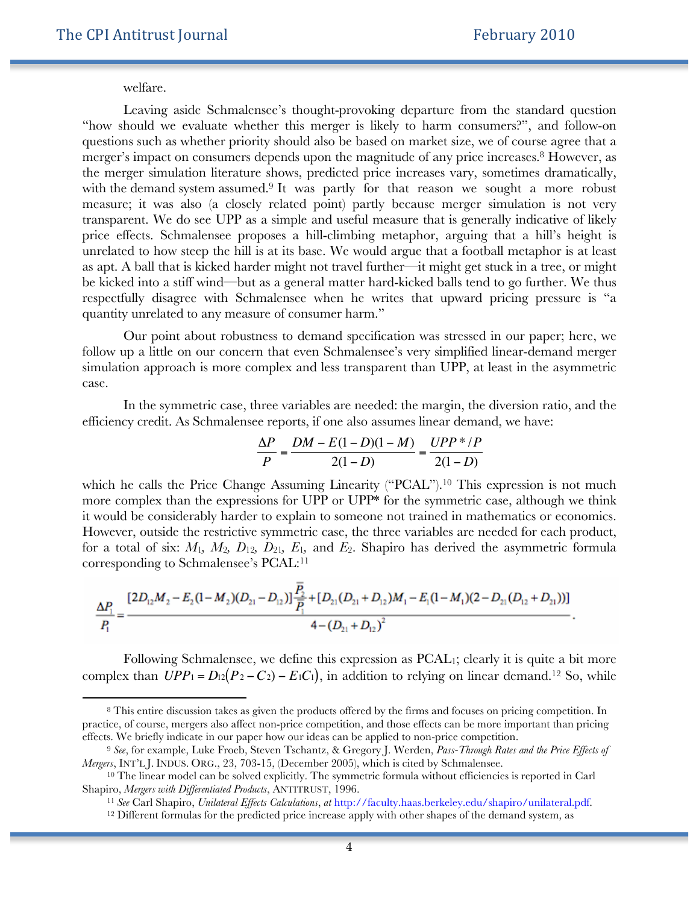welfare.

Leaving aside Schmalensee's thought-provoking departure from the standard question "how should we evaluate whether this merger is likely to harm consumers?", and follow-on questions such as whether priority should also be based on market size, we of course agree that a merger's impact on consumers depends upon the magnitude of any price increases.[8] However, as the merger simulation literature shows, predicted price increases vary, sometimes dramatically, with the demand system assumed.[9] It was partly for that reason we sought a more robust measure; it was also (a closely related point) partly because merger simulation is not very transparent. We do see UPP as a simple and useful measure that is generally indicative of likely price effects. Schmalensee proposes a hill-climbing metaphor, arguing that a hill's height is unrelated to how steep the hill is at its base. We would argue that a football metaphor is at least as apt. A ball that is kicked harder might not travel further—it might get stuck in a tree, or might be kicked into a stiff wind—but as a general matter hard-kicked balls tend to go further. We thus respectfully disagree with Schmalensee when he writes that upward pricing pressure is "a quantity unrelated to any measure of consumer harm."

Our point about robustness to demand specification was stressed in our paper; here, we follow up a little on our concern that even Schmalensee's very simplified linear-demand merger simulation approach is more complex and less transparent than UPP, at least in the asymmetric case.

In the symmetric case, three variables are needed: the margin, the diversion ratio, and the efficiency credit. As Schmalensee reports, if one also assumes linear demand, we have:

$$\frac{\Delta P}{P} = \frac{DM - E(1-D)(1-M)}{2(1-D)} = \frac{UPP^*/P}{2(1-D)}$$

which he calls the Price Change Assuming Linearity ("PCAL").[10] This expression is not much more complex than the expressions for UPP or UPP* for the symmetric case, although we think it would be considerably harder to explain to someone not trained in mathematics or economics. However, outside the restrictive symmetric case, the three variables are needed for each product, for a total of six: $M_1$, $M_2$, $D_{12}$, $D_{21}$, $E_1$, and $E_2$. Shapiro has derived the asymmetric formula corresponding to Schmalensee's PCAL:[11]

$$\frac{\Delta P_1}{P_1} = \frac{[2D_{12}M_2 - E_2(1-M_2)(D_{21}-D_{12})]\frac{\overline{P}_2}{\overline{P}_1} + [D_{21}(D_{21}+D_{12})M_1 - E_1(1-M_1)(2-D_{21}(D_{12}+D_{21}))]}{4-(D_{21}+D_{12})^2}.$$

Following Schmalensee, we define this expression as $PCAL_1$; clearly it is quite a bit more complex than $UPP_1 = D_{12}(P_2 - C_2) - E_1C_1)$, in addition to relying on linear demand.[12] So, while

---

[8] This entire discussion takes as given the products offered by the firms and focuses on pricing competition. In practice, of course, mergers also affect non-price competition, and those effects can be more important than pricing effects. We briefly indicate in our paper how our ideas can be applied to non-price competition.

[9] *See*, for example, Luke Froeb, Steven Tschantz, & Gregory J. Werden, *Pass-Through Rates and the Price Effects of Mergers*, INT'L J. INDUS. ORG., 23, 703-15, (December 2005), which is cited by Schmalensee.

[10] The linear model can be solved explicitly. The symmetric formula without efficiencies is reported in Carl Shapiro, *Mergers with Differentiated Products*, ANTITRUST, 1996.

[11] *See* Carl Shapiro, *Unilateral Effects Calculations*, *at* http://faculty.haas.berkeley.edu/shapiro/unilateral.pdf.

[12] Different formulas for the predicted price increase apply with other shapes of the demand system, as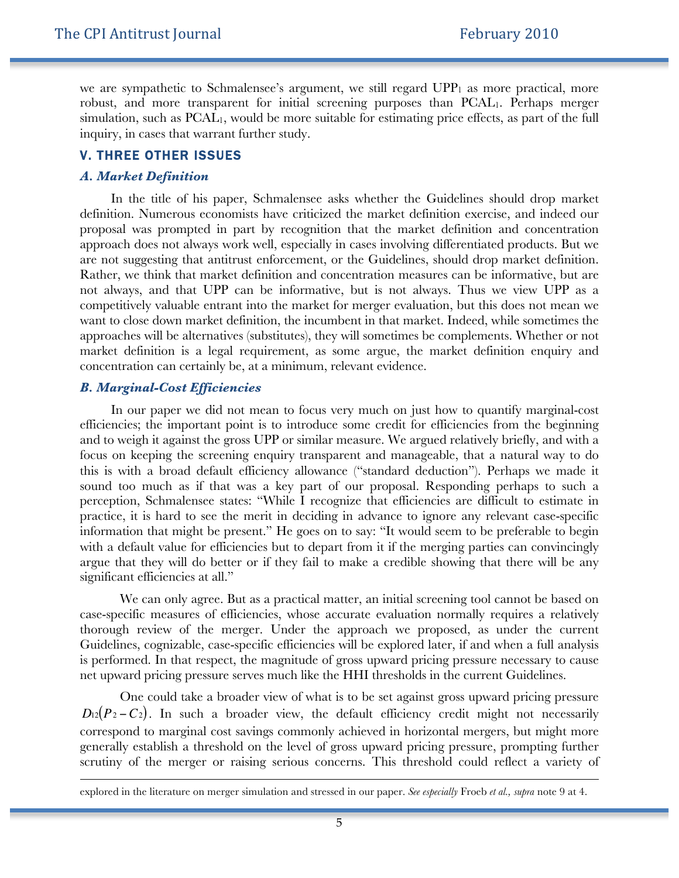we are sympathetic to Schmalensee's argument, we still regard $UPP_1$ as more practical, more robust, and more transparent for initial screening purposes than $PCAL_1$. Perhaps merger simulation, such as $PCAL_1$, would be more suitable for estimating price effects, as part of the full inquiry, in cases that warrant further study.

## V. THREE OTHER ISSUES

### *A. Market Definition*

In the title of his paper, Schmalensee asks whether the Guidelines should drop market definition. Numerous economists have criticized the market definition exercise, and indeed our proposal was prompted in part by recognition that the market definition and concentration approach does not always work well, especially in cases involving differentiated products. But we are not suggesting that antitrust enforcement, or the Guidelines, should drop market definition. Rather, we think that market definition and concentration measures can be informative, but are not always, and that UPP can be informative, but is not always. Thus we view UPP as a competitively valuable entrant into the market for merger evaluation, but this does not mean we want to close down market definition, the incumbent in that market. Indeed, while sometimes the approaches will be alternatives (substitutes), they will sometimes be complements. Whether or not market definition is a legal requirement, as some argue, the market definition enquiry and concentration can certainly be, at a minimum, relevant evidence.

### *B. Marginal-Cost Efficiencies*

In our paper we did not mean to focus very much on just how to quantify marginal-cost efficiencies; the important point is to introduce some credit for efficiencies from the beginning and to weigh it against the gross UPP or similar measure. We argued relatively briefly, and with a focus on keeping the screening enquiry transparent and manageable, that a natural way to do this is with a broad default efficiency allowance ("standard deduction"). Perhaps we made it sound too much as if that was a key part of our proposal. Responding perhaps to such a perception, Schmalensee states: "While I recognize that efficiencies are difficult to estimate in practice, it is hard to see the merit in deciding in advance to ignore any relevant case-specific information that might be present." He goes on to say: "It would seem to be preferable to begin with a default value for efficiencies but to depart from it if the merging parties can convincingly argue that they will do better or if they fail to make a credible showing that there will be any significant efficiencies at all."

We can only agree. But as a practical matter, an initial screening tool cannot be based on case-specific measures of efficiencies, whose accurate evaluation normally requires a relatively thorough review of the merger. Under the approach we proposed, as under the current Guidelines, cognizable, case-specific efficiencies will be explored later, if and when a full analysis is performed. In that respect, the magnitude of gross upward pricing pressure necessary to cause net upward pricing pressure serves much like the HHI thresholds in the current Guidelines.

One could take a broader view of what is to be set against gross upward pricing pressure $D_{12}(P_2 - C_2)$. In such a broader view, the default efficiency credit might not necessarily correspond to marginal cost savings commonly achieved in horizontal mergers, but might more generally establish a threshold on the level of gross upward pricing pressure, prompting further scrutiny of the merger or raising serious concerns. This threshold could reflect a variety of

---

explored in the literature on merger simulation and stressed in our paper. *See especially* Froeb *et al.*, *supra* note 9 at 4.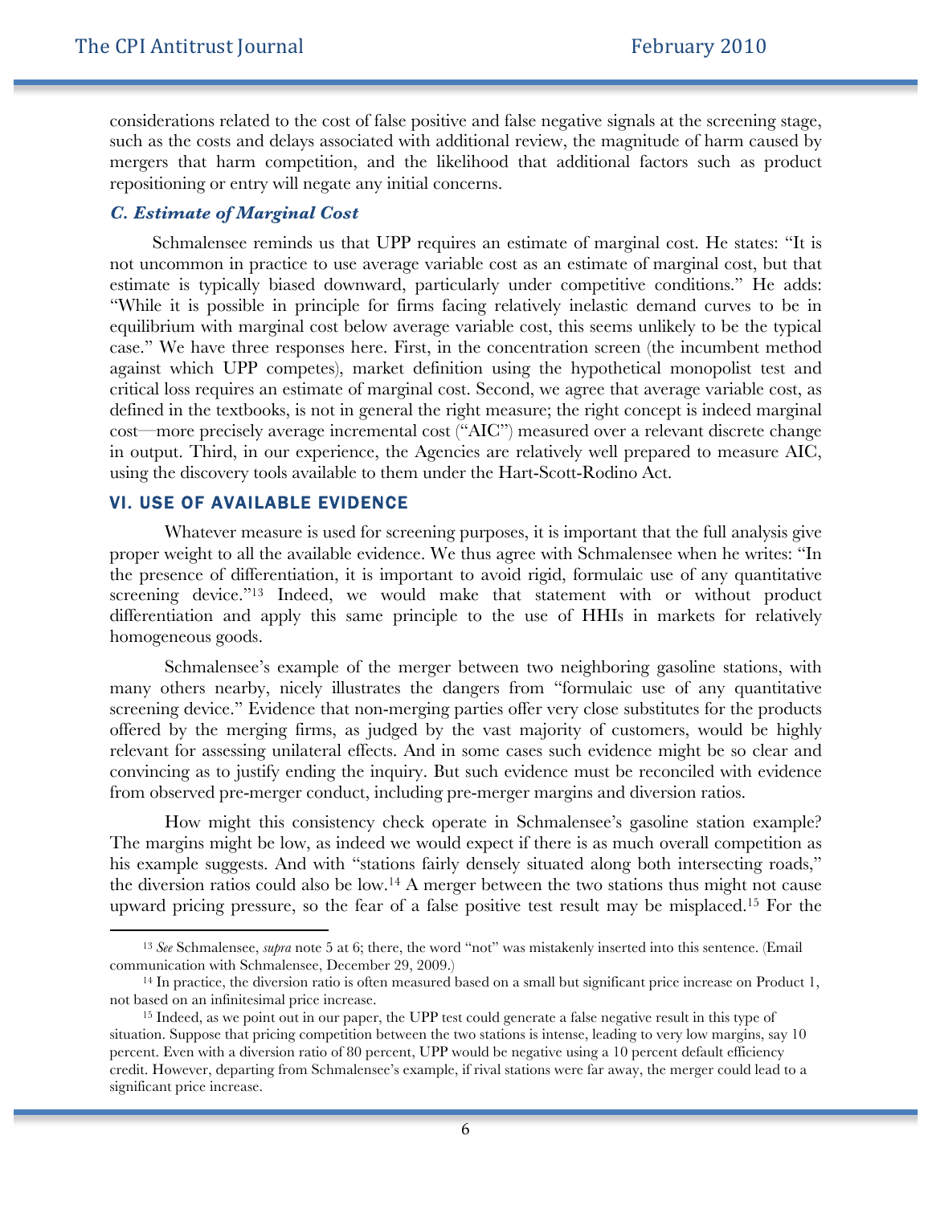considerations related to the cost of false positive and false negative signals at the screening stage, such as the costs and delays associated with additional review, the magnitude of harm caused by mergers that harm competition, and the likelihood that additional factors such as product repositioning or entry will negate any initial concerns.

### *C. Estimate of Marginal Cost*

Schmalensee reminds us that UPP requires an estimate of marginal cost. He states: "It is not uncommon in practice to use average variable cost as an estimate of marginal cost, but that estimate is typically biased downward, particularly under competitive conditions." He adds: "While it is possible in principle for firms facing relatively inelastic demand curves to be in equilibrium with marginal cost below average variable cost, this seems unlikely to be the typical case." We have three responses here. First, in the concentration screen (the incumbent method against which UPP competes), market definition using the hypothetical monopolist test and critical loss requires an estimate of marginal cost. Second, we agree that average variable cost, as defined in the textbooks, is not in general the right measure; the right concept is indeed marginal cost—more precisely average incremental cost ("AIC") measured over a relevant discrete change in output. Third, in our experience, the Agencies are relatively well prepared to measure AIC, using the discovery tools available to them under the Hart-Scott-Rodino Act.

## VI. USE OF AVAILABLE EVIDENCE

Whatever measure is used for screening purposes, it is important that the full analysis give proper weight to all the available evidence. We thus agree with Schmalensee when he writes: "In the presence of differentiation, it is important to avoid rigid, formulaic use of any quantitative screening device."[13] Indeed, we would make that statement with or without product differentiation and apply this same principle to the use of HHIs in markets for relatively homogeneous goods.

Schmalensee's example of the merger between two neighboring gasoline stations, with many others nearby, nicely illustrates the dangers from "formulaic use of any quantitative screening device." Evidence that non-merging parties offer very close substitutes for the products offered by the merging firms, as judged by the vast majority of customers, would be highly relevant for assessing unilateral effects. And in some cases such evidence might be so clear and convincing as to justify ending the inquiry. But such evidence must be reconciled with evidence from observed pre-merger conduct, including pre-merger margins and diversion ratios.

How might this consistency check operate in Schmalensee's gasoline station example? The margins might be low, as indeed we would expect if there is as much overall competition as his example suggests. And with "stations fairly densely situated along both intersecting roads," the diversion ratios could also be low.[14] A merger between the two stations thus might not cause upward pricing pressure, so the fear of a false positive test result may be misplaced.[15] For the

---

[13] *See* Schmalensee, *supra* note 5 at 6; there, the word "not" was mistakenly inserted into this sentence. (Email communication with Schmalensee, December 29, 2009.)

[14] In practice, the diversion ratio is often measured based on a small but significant price increase on Product 1, not based on an infinitesimal price increase.

[15] Indeed, as we point out in our paper, the UPP test could generate a false negative result in this type of situation. Suppose that pricing competition between the two stations is intense, leading to very low margins, say 10 percent. Even with a diversion ratio of 80 percent, UPP would be negative using a 10 percent default efficiency credit. However, departing from Schmalensee's example, if rival stations were far away, the merger could lead to a significant price increase.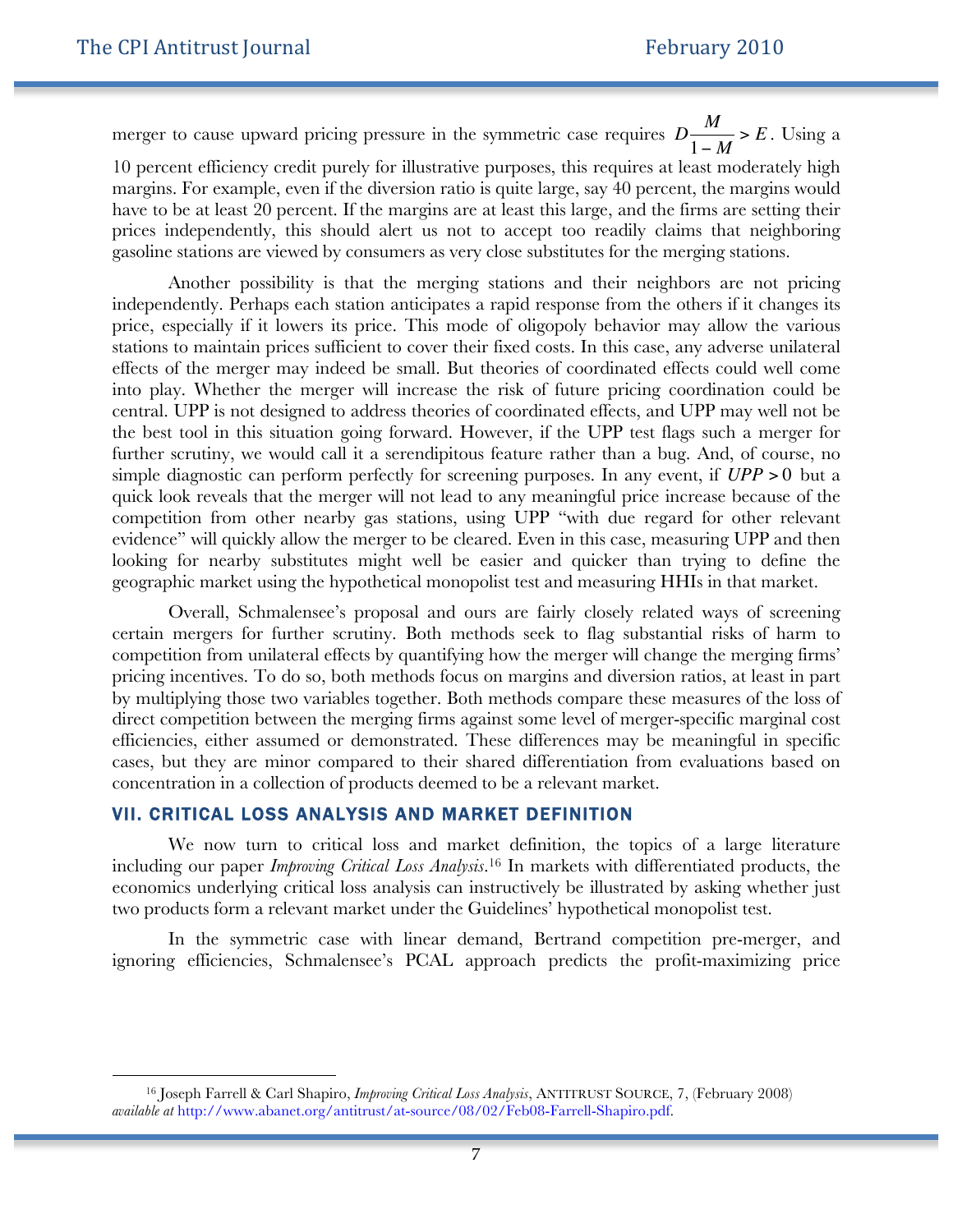merger to cause upward pricing pressure in the symmetric case requires $D\frac{M}{1-M} > E$. Using a 10 percent efficiency credit purely for illustrative purposes, this requires at least moderately high margins. For example, even if the diversion ratio is quite large, say 40 percent, the margins would have to be at least 20 percent. If the margins are at least this large, and the firms are setting their prices independently, this should alert us not to accept too readily claims that neighboring gasoline stations are viewed by consumers as very close substitutes for the merging stations.

Another possibility is that the merging stations and their neighbors are not pricing independently. Perhaps each station anticipates a rapid response from the others if it changes its price, especially if it lowers its price. This mode of oligopoly behavior may allow the various stations to maintain prices sufficient to cover their fixed costs. In this case, any adverse unilateral effects of the merger may indeed be small. But theories of coordinated effects could well come into play. Whether the merger will increase the risk of future pricing coordination could be central. UPP is not designed to address theories of coordinated effects, and UPP may well not be the best tool in this situation going forward. However, if the UPP test flags such a merger for further scrutiny, we would call it a serendipitous feature rather than a bug. And, of course, no simple diagnostic can perform perfectly for screening purposes. In any event, if $UPP > 0$ but a quick look reveals that the merger will not lead to any meaningful price increase because of the competition from other nearby gas stations, using UPP "with due regard for other relevant evidence" will quickly allow the merger to be cleared. Even in this case, measuring UPP and then looking for nearby substitutes might well be easier and quicker than trying to define the geographic market using the hypothetical monopolist test and measuring HHIs in that market.

Overall, Schmalensee's proposal and ours are fairly closely related ways of screening certain mergers for further scrutiny. Both methods seek to flag substantial risks of harm to competition from unilateral effects by quantifying how the merger will change the merging firms' pricing incentives. To do so, both methods focus on margins and diversion ratios, at least in part by multiplying those two variables together. Both methods compare these measures of the loss of direct competition between the merging firms against some level of merger-specific marginal cost efficiencies, either assumed or demonstrated. These differences may be meaningful in specific cases, but they are minor compared to their shared differentiation from evaluations based on concentration in a collection of products deemed to be a relevant market.

## VII. CRITICAL LOSS ANALYSIS AND MARKET DEFINITION

We now turn to critical loss and market definition, the topics of a large literature including our paper *Improving Critical Loss Analysis*.[16] In markets with differentiated products, the economics underlying critical loss analysis can instructively be illustrated by asking whether just two products form a relevant market under the Guidelines' hypothetical monopolist test.

In the symmetric case with linear demand, Bertrand competition pre-merger, and ignoring efficiencies, Schmalensee's PCAL approach predicts the profit-maximizing price

---

[16] Joseph Farrell & Carl Shapiro, *Improving Critical Loss Analysis*, ANTITRUST SOURCE, 7, (February 2008) *available at* http://www.abanet.org/antitrust/at-source/08/02/Feb08-Farrell-Shapiro.pdf.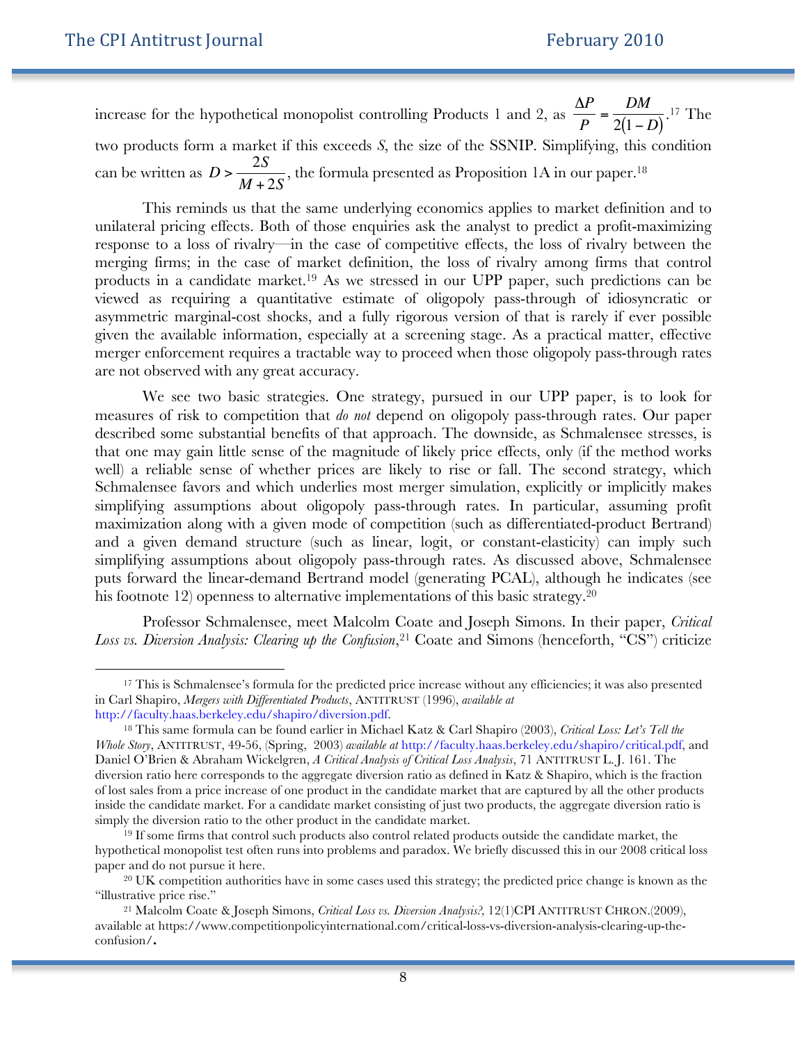increase for the hypothetical monopolist controlling Products 1 and 2, as $\frac{\Delta P}{P} = \frac{DM}{2(1-D)}$.[17] The two products form a market if this exceeds *S*, the size of the SSNIP. Simplifying, this condition can be written as $D > \frac{2S}{M+2S}$, the formula presented as Proposition 1A in our paper.[18]

This reminds us that the same underlying economics applies to market definition and to unilateral pricing effects. Both of those enquiries ask the analyst to predict a profit-maximizing response to a loss of rivalry—in the case of competitive effects, the loss of rivalry between the merging firms; in the case of market definition, the loss of rivalry among firms that control products in a candidate market.[19] As we stressed in our UPP paper, such predictions can be viewed as requiring a quantitative estimate of oligopoly pass-through of idiosyncratic or asymmetric marginal-cost shocks, and a fully rigorous version of that is rarely if ever possible given the available information, especially at a screening stage. As a practical matter, effective merger enforcement requires a tractable way to proceed when those oligopoly pass-through rates are not observed with any great accuracy.

We see two basic strategies. One strategy, pursued in our UPP paper, is to look for measures of risk to competition that *do not* depend on oligopoly pass-through rates. Our paper described some substantial benefits of that approach. The downside, as Schmalensee stresses, is that one may gain little sense of the magnitude of likely price effects, only (if the method works well) a reliable sense of whether prices are likely to rise or fall. The second strategy, which Schmalensee favors and which underlies most merger simulation, explicitly or implicitly makes simplifying assumptions about oligopoly pass-through rates. In particular, assuming profit maximization along with a given mode of competition (such as differentiated-product Bertrand) and a given demand structure (such as linear, logit, or constant-elasticity) can imply such simplifying assumptions about oligopoly pass-through rates. As discussed above, Schmalensee puts forward the linear-demand Bertrand model (generating PCAL), although he indicates (see his footnote 12) openness to alternative implementations of this basic strategy.[20]

Professor Schmalensee, meet Malcolm Coate and Joseph Simons. In their paper, *Critical Loss vs. Diversion Analysis: Clearing up the Confusion*,[21] Coate and Simons (henceforth, "CS") criticize

---

[17] This is Schmalensee's formula for the predicted price increase without any efficiencies; it was also presented in Carl Shapiro, *Mergers with Differentiated Products*, ANTITRUST (1996), *available at* http://faculty.haas.berkeley.edu/shapiro/diversion.pdf.

[18] This same formula can be found earlier in Michael Katz & Carl Shapiro (2003), *Critical Loss: Let's Tell the Whole Story*, ANTITRUST, 49-56, (Spring, 2003) *available at* http://faculty.haas.berkeley.edu/shapiro/critical.pdf, and Daniel O'Brien & Abraham Wickelgren, *A Critical Analysis of Critical Loss Analysis*, 71 ANTITRUST L. J. 161. The diversion ratio here corresponds to the aggregate diversion ratio as defined in Katz & Shapiro, which is the fraction of lost sales from a price increase of one product in the candidate market that are captured by all the other products inside the candidate market. For a candidate market consisting of just two products, the aggregate diversion ratio is simply the diversion ratio to the other product in the candidate market.

[19] If some firms that control such products also control related products outside the candidate market, the hypothetical monopolist test often runs into problems and paradox. We briefly discussed this in our 2008 critical loss paper and do not pursue it here.

[20] UK competition authorities have in some cases used this strategy; the predicted price change is known as the "illustrative price rise."

[21] Malcolm Coate & Joseph Simons, *Critical Loss vs. Diversion Analysis?*, 12(1)CPI ANTITRUST CHRON.(2009), available at https://www.competitionpolicyinternational.com/critical-loss-vs-diversion-analysis-clearing-up-the-confusion/.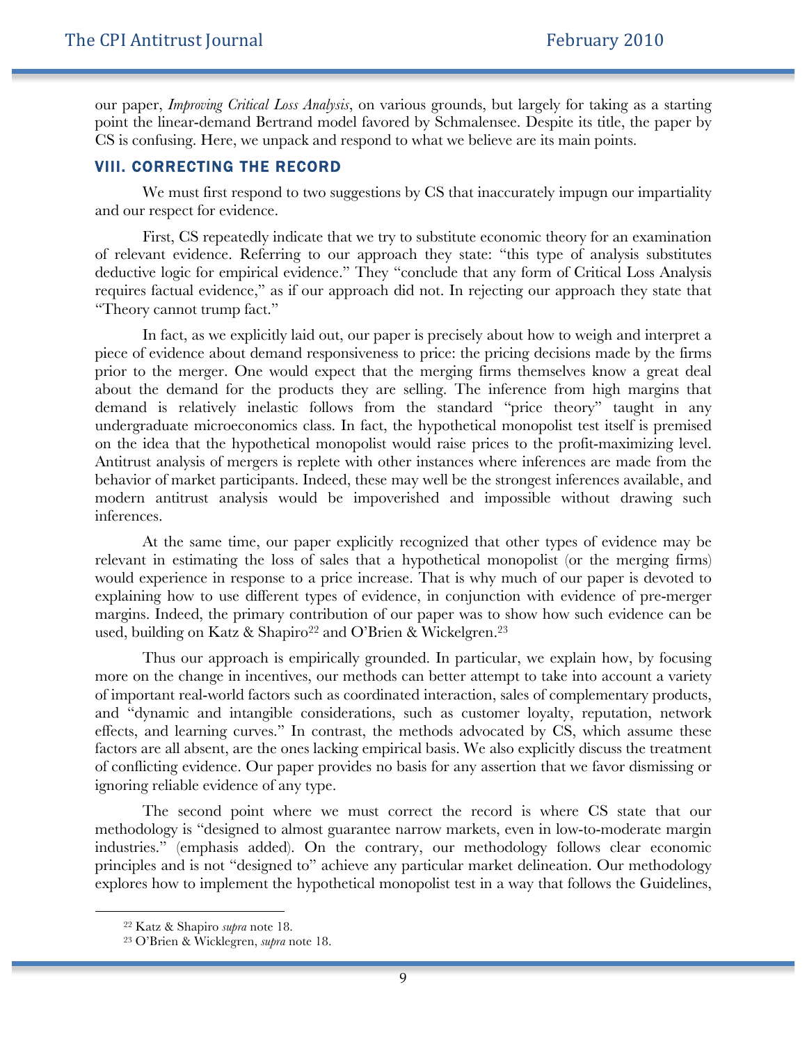our paper, *Improving Critical Loss Analysis*, on various grounds, but largely for taking as a starting point the linear-demand Bertrand model favored by Schmalensee. Despite its title, the paper by CS is confusing. Here, we unpack and respond to what we believe are its main points.

## VIII. CORRECTING THE RECORD

We must first respond to two suggestions by CS that inaccurately impugn our impartiality and our respect for evidence.

First, CS repeatedly indicate that we try to substitute economic theory for an examination of relevant evidence. Referring to our approach they state: "this type of analysis substitutes deductive logic for empirical evidence." They "conclude that any form of Critical Loss Analysis requires factual evidence," as if our approach did not. In rejecting our approach they state that "Theory cannot trump fact."

In fact, as we explicitly laid out, our paper is precisely about how to weigh and interpret a piece of evidence about demand responsiveness to price: the pricing decisions made by the firms prior to the merger. One would expect that the merging firms themselves know a great deal about the demand for the products they are selling. The inference from high margins that demand is relatively inelastic follows from the standard "price theory" taught in any undergraduate microeconomics class. In fact, the hypothetical monopolist test itself is premised on the idea that the hypothetical monopolist would raise prices to the profit-maximizing level. Antitrust analysis of mergers is replete with other instances where inferences are made from the behavior of market participants. Indeed, these may well be the strongest inferences available, and modern antitrust analysis would be impoverished and impossible without drawing such inferences.

At the same time, our paper explicitly recognized that other types of evidence may be relevant in estimating the loss of sales that a hypothetical monopolist (or the merging firms) would experience in response to a price increase. That is why much of our paper is devoted to explaining how to use different types of evidence, in conjunction with evidence of pre-merger margins. Indeed, the primary contribution of our paper was to show how such evidence can be used, building on Katz & Shapiro[22] and O'Brien & Wickelgren.[23]

Thus our approach is empirically grounded. In particular, we explain how, by focusing more on the change in incentives, our methods can better attempt to take into account a variety of important real-world factors such as coordinated interaction, sales of complementary products, and "dynamic and intangible considerations, such as customer loyalty, reputation, network effects, and learning curves." In contrast, the methods advocated by CS, which assume these factors are all absent, are the ones lacking empirical basis. We also explicitly discuss the treatment of conflicting evidence. Our paper provides no basis for any assertion that we favor dismissing or ignoring reliable evidence of any type.

The second point where we must correct the record is where CS state that our methodology is "designed to almost guarantee narrow markets, even in low-to-moderate margin industries." (emphasis added). On the contrary, our methodology follows clear economic principles and is not "designed to" achieve any particular market delineation. Our methodology explores how to implement the hypothetical monopolist test in a way that follows the Guidelines,

[22] Katz & Shapiro *supra* note 18.

[23] O'Brien & Wicklegren, *supra* note 18.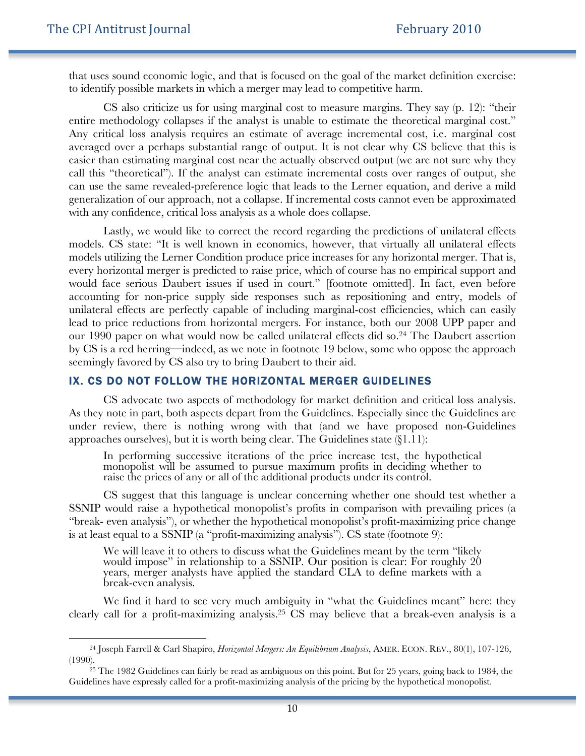that uses sound economic logic, and that is focused on the goal of the market definition exercise: to identify possible markets in which a merger may lead to competitive harm.

CS also criticize us for using marginal cost to measure margins. They say (p. 12): "their entire methodology collapses if the analyst is unable to estimate the theoretical marginal cost." Any critical loss analysis requires an estimate of average incremental cost, i.e. marginal cost averaged over a perhaps substantial range of output. It is not clear why CS believe that this is easier than estimating marginal cost near the actually observed output (we are not sure why they call this "theoretical"). If the analyst can estimate incremental costs over ranges of output, she can use the same revealed-preference logic that leads to the Lerner equation, and derive a mild generalization of our approach, not a collapse. If incremental costs cannot even be approximated with any confidence, critical loss analysis as a whole does collapse.

Lastly, we would like to correct the record regarding the predictions of unilateral effects models. CS state: "It is well known in economics, however, that virtually all unilateral effects models utilizing the Lerner Condition produce price increases for any horizontal merger. That is, every horizontal merger is predicted to raise price, which of course has no empirical support and would face serious Daubert issues if used in court." [footnote omitted]. In fact, even before accounting for non-price supply side responses such as repositioning and entry, models of unilateral effects are perfectly capable of including marginal-cost efficiencies, which can easily lead to price reductions from horizontal mergers. For instance, both our 2008 UPP paper and our 1990 paper on what would now be called unilateral effects did so.[24] The Daubert assertion by CS is a red herring—indeed, as we note in footnote 19 below, some who oppose the approach seemingly favored by CS also try to bring Daubert to their aid.

## IX. CS DO NOT FOLLOW THE HORIZONTAL MERGER GUIDELINES

CS advocate two aspects of methodology for market definition and critical loss analysis. As they note in part, both aspects depart from the Guidelines. Especially since the Guidelines are under review, there is nothing wrong with that (and we have proposed non-Guidelines approaches ourselves), but it is worth being clear. The Guidelines state (§1.11):

> In performing successive iterations of the price increase test, the hypothetical monopolist will be assumed to pursue maximum profits in deciding whether to raise the prices of any or all of the additional products under its control.

CS suggest that this language is unclear concerning whether one should test whether a SSNIP would raise a hypothetical monopolist's profits in comparison with prevailing prices (a "break- even analysis"), or whether the hypothetical monopolist's profit-maximizing price change is at least equal to a SSNIP (a "profit-maximizing analysis"). CS state (footnote 9):

> We will leave it to others to discuss what the Guidelines meant by the term "likely would impose" in relationship to a SSNIP. Our position is clear: For roughly 20 years, merger analysts have applied the standard CLA to define markets with a break-even analysis.

We find it hard to see very much ambiguity in "what the Guidelines meant" here: they clearly call for a profit-maximizing analysis.[25] CS may believe that a break-even analysis is a

---

[24] Joseph Farrell & Carl Shapiro, *Horizontal Mergers: An Equilibrium Analysis*, AMER. ECON. REV., 80(1), 107-126, (1990).

[25] The 1982 Guidelines can fairly be read as ambiguous on this point. But for 25 years, going back to 1984, the Guidelines have expressly called for a profit-maximizing analysis of the pricing by the hypothetical monopolist.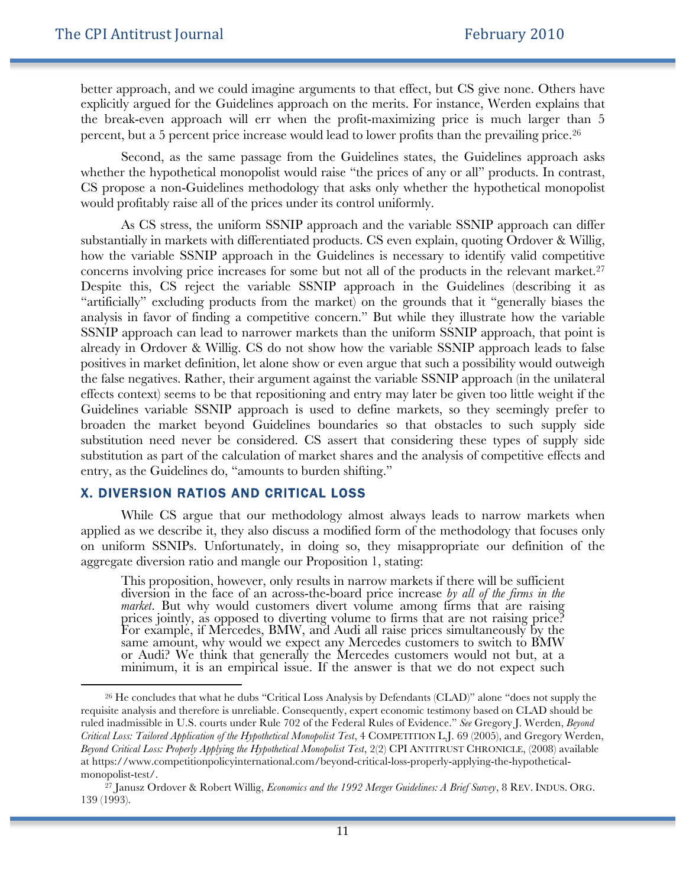better approach, and we could imagine arguments to that effect, but CS give none. Others have explicitly argued for the Guidelines approach on the merits. For instance, Werden explains that the break-even approach will err when the profit-maximizing price is much larger than 5 percent, but a 5 percent price increase would lead to lower profits than the prevailing price.[26]

Second, as the same passage from the Guidelines states, the Guidelines approach asks whether the hypothetical monopolist would raise "the prices of any or all" products. In contrast, CS propose a non-Guidelines methodology that asks only whether the hypothetical monopolist would profitably raise all of the prices under its control uniformly.

As CS stress, the uniform SSNIP approach and the variable SSNIP approach can differ substantially in markets with differentiated products. CS even explain, quoting Ordover & Willig, how the variable SSNIP approach in the Guidelines is necessary to identify valid competitive concerns involving price increases for some but not all of the products in the relevant market.[27] Despite this, CS reject the variable SSNIP approach in the Guidelines (describing it as "artificially" excluding products from the market) on the grounds that it "generally biases the analysis in favor of finding a competitive concern." But while they illustrate how the variable SSNIP approach can lead to narrower markets than the uniform SSNIP approach, that point is already in Ordover & Willig. CS do not show how the variable SSNIP approach leads to false positives in market definition, let alone show or even argue that such a possibility would outweigh the false negatives. Rather, their argument against the variable SSNIP approach (in the unilateral effects context) seems to be that repositioning and entry may later be given too little weight if the Guidelines variable SSNIP approach is used to define markets, so they seemingly prefer to broaden the market beyond Guidelines boundaries so that obstacles to such supply side substitution need never be considered. CS assert that considering these types of supply side substitution as part of the calculation of market shares and the analysis of competitive effects and entry, as the Guidelines do, "amounts to burden shifting."

## X. DIVERSION RATIOS AND CRITICAL LOSS

While CS argue that our methodology almost always leads to narrow markets when applied as we describe it, they also discuss a modified form of the methodology that focuses only on uniform SSNIPs. Unfortunately, in doing so, they misappropriate our definition of the aggregate diversion ratio and mangle our Proposition 1, stating:

> This proposition, however, only results in narrow markets if there will be sufficient diversion in the face of an across-the-board price increase *by all of the firms in the market*. But why would customers divert volume among firms that are raising prices jointly, as opposed to diverting volume to firms that are not raising price? For example, if Mercedes, BMW, and Audi all raise prices simultaneously by the same amount, why would we expect any Mercedes customers to switch to BMW or Audi? We think that generally the Mercedes customers would not but, at a minimum, it is an empirical issue. If the answer is that we do not expect such

---

[26] He concludes that what he dubs "Critical Loss Analysis by Defendants (CLAD)" alone "does not supply the requisite analysis and therefore is unreliable. Consequently, expert economic testimony based on CLAD should be ruled inadmissible in U.S. courts under Rule 702 of the Federal Rules of Evidence." *See* Gregory J. Werden, *Beyond Critical Loss: Tailored Application of the Hypothetical Monopolist Test*, 4 COMPETITION L.J. 69 (2005), and Gregory Werden, *Beyond Critical Loss: Properly Applying the Hypothetical Monopolist Test*, 2(2) CPI ANTITRUST CHRONICLE, (2008) available at https://www.competitionpolicyinternational.com/beyond-critical-loss-properly-applying-the-hypothetical-monopolist-test/.

[27] Janusz Ordover & Robert Willig, *Economics and the 1992 Merger Guidelines: A Brief Survey*, 8 REV. INDUS. ORG. 139 (1993).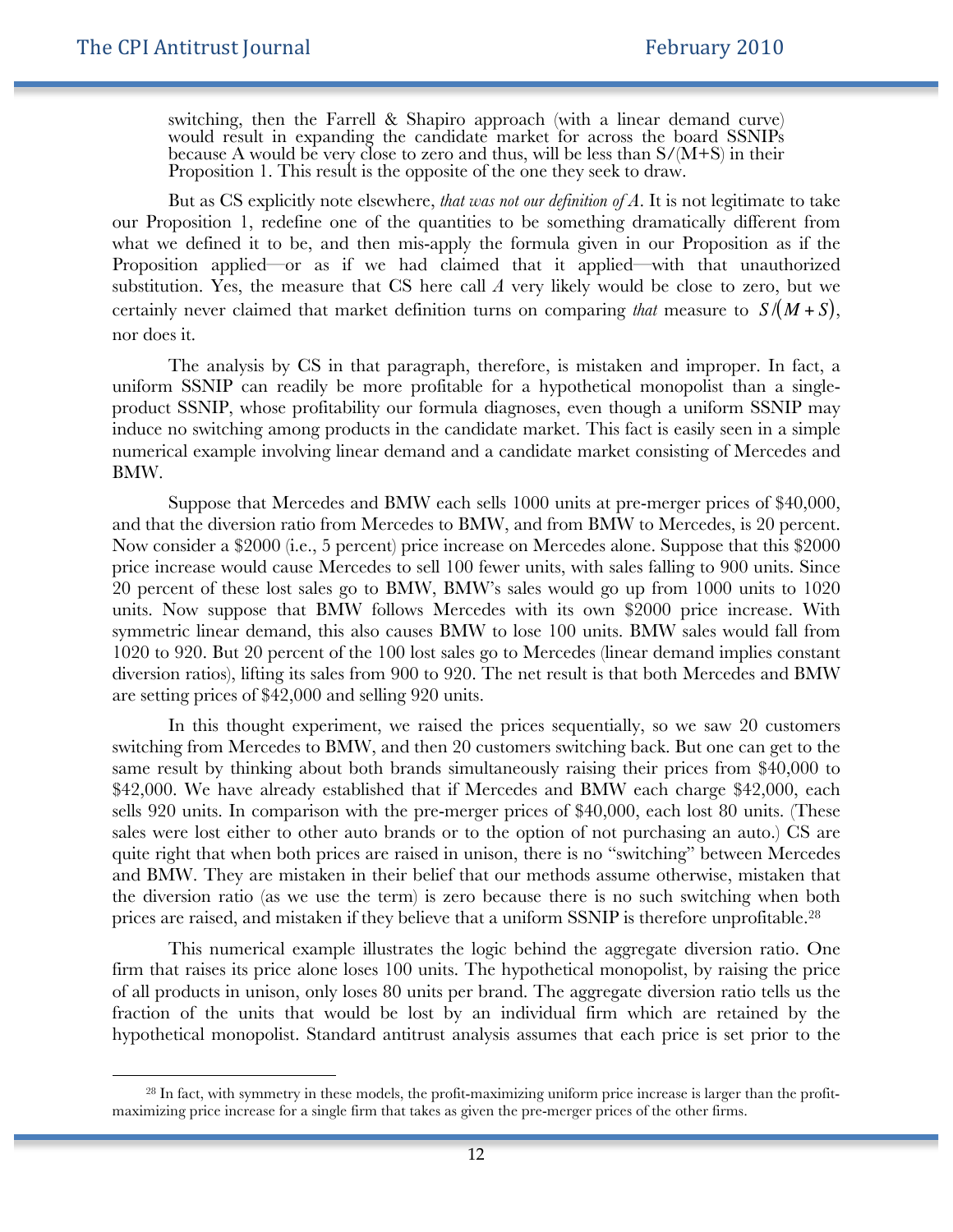switching, then the Farrell & Shapiro approach (with a linear demand curve) would result in expanding the candidate market for across the board SSNIPs because A would be very close to zero and thus, will be less than S/(M+S) in their Proposition 1. This result is the opposite of the one they seek to draw.

But as CS explicitly note elsewhere, *that was not our definition of A*. It is not legitimate to take our Proposition 1, redefine one of the quantities to be something dramatically different from what we defined it to be, and then mis-apply the formula given in our Proposition as if the Proposition applied—or as if we had claimed that it applied—with that unauthorized substitution. Yes, the measure that CS here call $A$ very likely would be close to zero, but we certainly never claimed that market definition turns on comparing *that* measure to $S/(M+S)$, nor does it.

The analysis by CS in that paragraph, therefore, is mistaken and improper. In fact, a uniform SSNIP can readily be more profitable for a hypothetical monopolist than a single-product SSNIP, whose profitability our formula diagnoses, even though a uniform SSNIP may induce no switching among products in the candidate market. This fact is easily seen in a simple numerical example involving linear demand and a candidate market consisting of Mercedes and BMW.

Suppose that Mercedes and BMW each sells 1000 units at pre-merger prices of $40,000, and that the diversion ratio from Mercedes to BMW, and from BMW to Mercedes, is 20 percent. Now consider a $2000 (i.e., 5 percent) price increase on Mercedes alone. Suppose that this $2000 price increase would cause Mercedes to sell 100 fewer units, with sales falling to 900 units. Since 20 percent of these lost sales go to BMW, BMW's sales would go up from 1000 units to 1020 units. Now suppose that BMW follows Mercedes with its own $2000 price increase. With symmetric linear demand, this also causes BMW to lose 100 units. BMW sales would fall from 1020 to 920. But 20 percent of the 100 lost sales go to Mercedes (linear demand implies constant diversion ratios), lifting its sales from 900 to 920. The net result is that both Mercedes and BMW are setting prices of $42,000 and selling 920 units.

In this thought experiment, we raised the prices sequentially, so we saw 20 customers switching from Mercedes to BMW, and then 20 customers switching back. But one can get to the same result by thinking about both brands simultaneously raising their prices from $40,000 to $42,000. We have already established that if Mercedes and BMW each charge $42,000, each sells 920 units. In comparison with the pre-merger prices of $40,000, each lost 80 units. (These sales were lost either to other auto brands or to the option of not purchasing an auto.) CS are quite right that when both prices are raised in unison, there is no "switching" between Mercedes and BMW. They are mistaken in their belief that our methods assume otherwise, mistaken that the diversion ratio (as we use the term) is zero because there is no such switching when both prices are raised, and mistaken if they believe that a uniform SSNIP is therefore unprofitable.[28]

This numerical example illustrates the logic behind the aggregate diversion ratio. One firm that raises its price alone loses 100 units. The hypothetical monopolist, by raising the price of all products in unison, only loses 80 units per brand. The aggregate diversion ratio tells us the fraction of the units that would be lost by an individual firm which are retained by the hypothetical monopolist. Standard antitrust analysis assumes that each price is set prior to the

[28] In fact, with symmetry in these models, the profit-maximizing uniform price increase is larger than the profit-maximizing price increase for a single firm that takes as given the pre-merger prices of the other firms.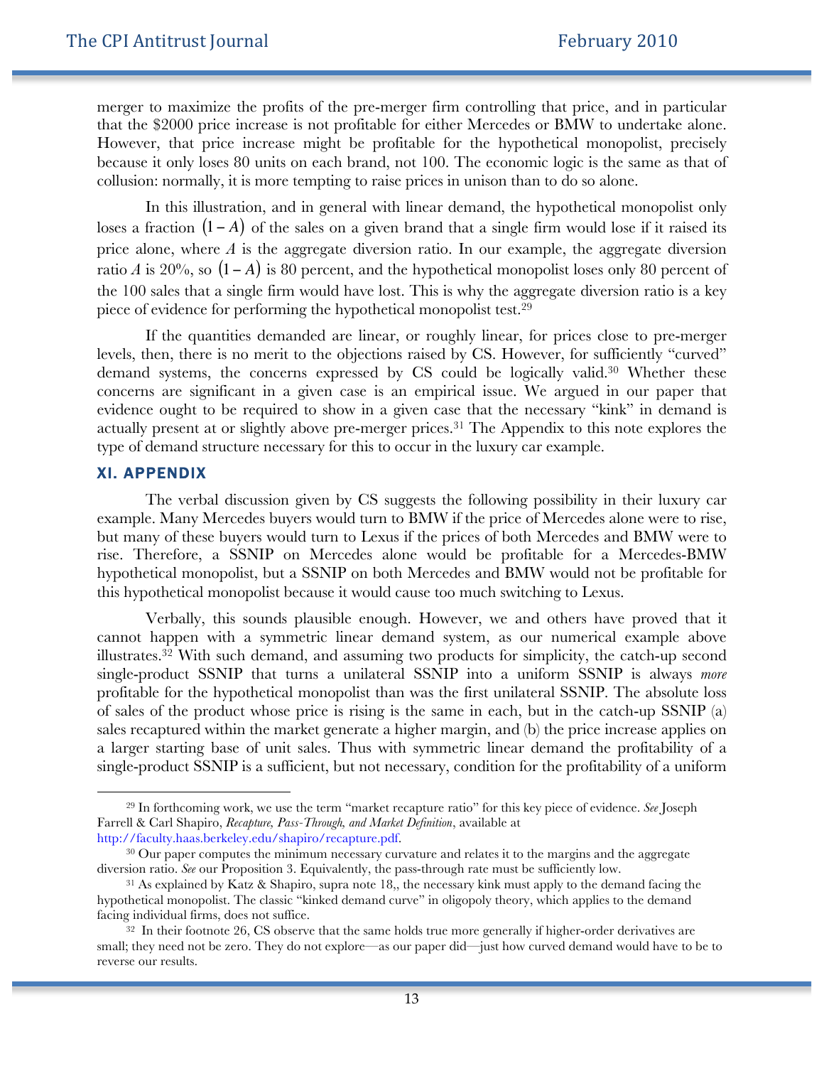merger to maximize the profits of the pre-merger firm controlling that price, and in particular that the \$2000 price increase is not profitable for either Mercedes or BMW to undertake alone. However, that price increase might be profitable for the hypothetical monopolist, precisely because it only loses 80 units on each brand, not 100. The economic logic is the same as that of collusion: normally, it is more tempting to raise prices in unison than to do so alone.

In this illustration, and in general with linear demand, the hypothetical monopolist only loses a fraction $(1-A)$ of the sales on a given brand that a single firm would lose if it raised its price alone, where $A$ is the aggregate diversion ratio. In our example, the aggregate diversion ratio $A$ is 20%, so $(1-A)$ is 80 percent, and the hypothetical monopolist loses only 80 percent of the 100 sales that a single firm would have lost. This is why the aggregate diversion ratio is a key piece of evidence for performing the hypothetical monopolist test.[29]

If the quantities demanded are linear, or roughly linear, for prices close to pre-merger levels, then, there is no merit to the objections raised by CS. However, for sufficiently "curved" demand systems, the concerns expressed by CS could be logically valid.[30] Whether these concerns are significant in a given case is an empirical issue. We argued in our paper that evidence ought to be required to show in a given case that the necessary "kink" in demand is actually present at or slightly above pre-merger prices.[31] The Appendix to this note explores the type of demand structure necessary for this to occur in the luxury car example.

## XI. APPENDIX

The verbal discussion given by CS suggests the following possibility in their luxury car example. Many Mercedes buyers would turn to BMW if the price of Mercedes alone were to rise, but many of these buyers would turn to Lexus if the prices of both Mercedes and BMW were to rise. Therefore, a SSNIP on Mercedes alone would be profitable for a Mercedes-BMW hypothetical monopolist, but a SSNIP on both Mercedes and BMW would not be profitable for this hypothetical monopolist because it would cause too much switching to Lexus.

Verbally, this sounds plausible enough. However, we and others have proved that it cannot happen with a symmetric linear demand system, as our numerical example above illustrates.[32] With such demand, and assuming two products for simplicity, the catch-up second single-product SSNIP that turns a unilateral SSNIP into a uniform SSNIP is always *more* profitable for the hypothetical monopolist than was the first unilateral SSNIP. The absolute loss of sales of the product whose price is rising is the same in each, but in the catch-up SSNIP (a) sales recaptured within the market generate a higher margin, and (b) the price increase applies on a larger starting base of unit sales. Thus with symmetric linear demand the profitability of a single-product SSNIP is a sufficient, but not necessary, condition for the profitability of a uniform

---

[29] In forthcoming work, we use the term "market recapture ratio" for this key piece of evidence. *See* Joseph Farrell & Carl Shapiro, *Recapture, Pass-Through, and Market Definition*, available at http://faculty.haas.berkeley.edu/shapiro/recapture.pdf.

[30] Our paper computes the minimum necessary curvature and relates it to the margins and the aggregate diversion ratio. *See* our Proposition 3. Equivalently, the pass-through rate must be sufficiently low.

[31] As explained by Katz & Shapiro, supra note 18,, the necessary kink must apply to the demand facing the hypothetical monopolist. The classic "kinked demand curve" in oligopoly theory, which applies to the demand facing individual firms, does not suffice.

[32] In their footnote 26, CS observe that the same holds true more generally if higher-order derivatives are small; they need not be zero. They do not explore—as our paper did—just how curved demand would have to be to reverse our results.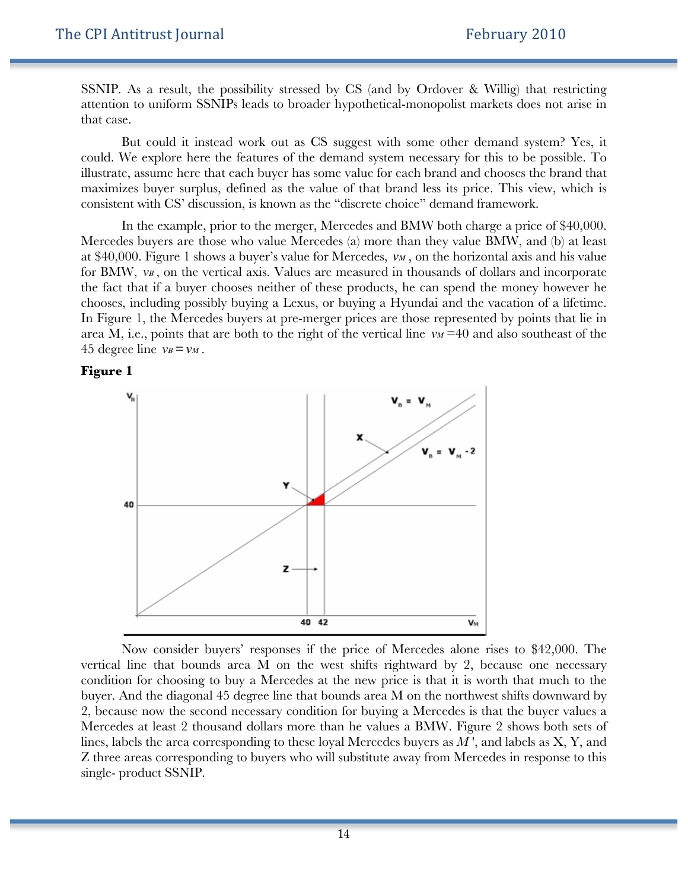SSNIP. As a result, the possibility stressed by CS (and by Ordover & Willig) that restricting attention to uniform SSNIPs leads to broader hypothetical-monopolist markets does not arise in that case.

But could it instead work out as CS suggest with some other demand system? Yes, it could. We explore here the features of the demand system necessary for this to be possible. To illustrate, assume here that each buyer has some value for each brand and chooses the brand that maximizes buyer surplus, defined as the value of that brand less its price. This view, which is consistent with CS' discussion, is known as the "discrete choice" demand framework.

In the example, prior to the merger, Mercedes and BMW both charge a price of \$40,000. Mercedes buyers are those who value Mercedes (a) more than they value BMW, and (b) at least at \$40,000. Figure 1 shows a buyer's value for Mercedes, $v_M$, on the horizontal axis and his value for BMW, $v_B$, on the vertical axis. Values are measured in thousands of dollars and incorporate the fact that if a buyer chooses neither of these products, he can spend the money however he chooses, including possibly buying a Lexus, or buying a Hyundai and the vacation of a lifetime. In Figure 1, the Mercedes buyers at pre-merger prices are those represented by points that lie in area M, i.e., points that are both to the right of the vertical line $v_M = 40$ and also southeast of the 45 degree line $v_B = v_M$.

**Figure 1**

Now consider buyers' responses if the price of Mercedes alone rises to \$42,000. The vertical line that bounds area M on the west shifts rightward by 2, because one necessary condition for choosing to buy a Mercedes at the new price is that it is worth that much to the buyer. And the diagonal 45 degree line that bounds area M on the northwest shifts downward by 2, because now the second necessary condition for buying a Mercedes is that the buyer values a Mercedes at least 2 thousand dollars more than he values a BMW. Figure 2 shows both sets of lines, labels the area corresponding to these loyal Mercedes buyers as $M'$, and labels as X, Y, and Z three areas corresponding to buyers who will substitute away from Mercedes in response to this single- product SSNIP.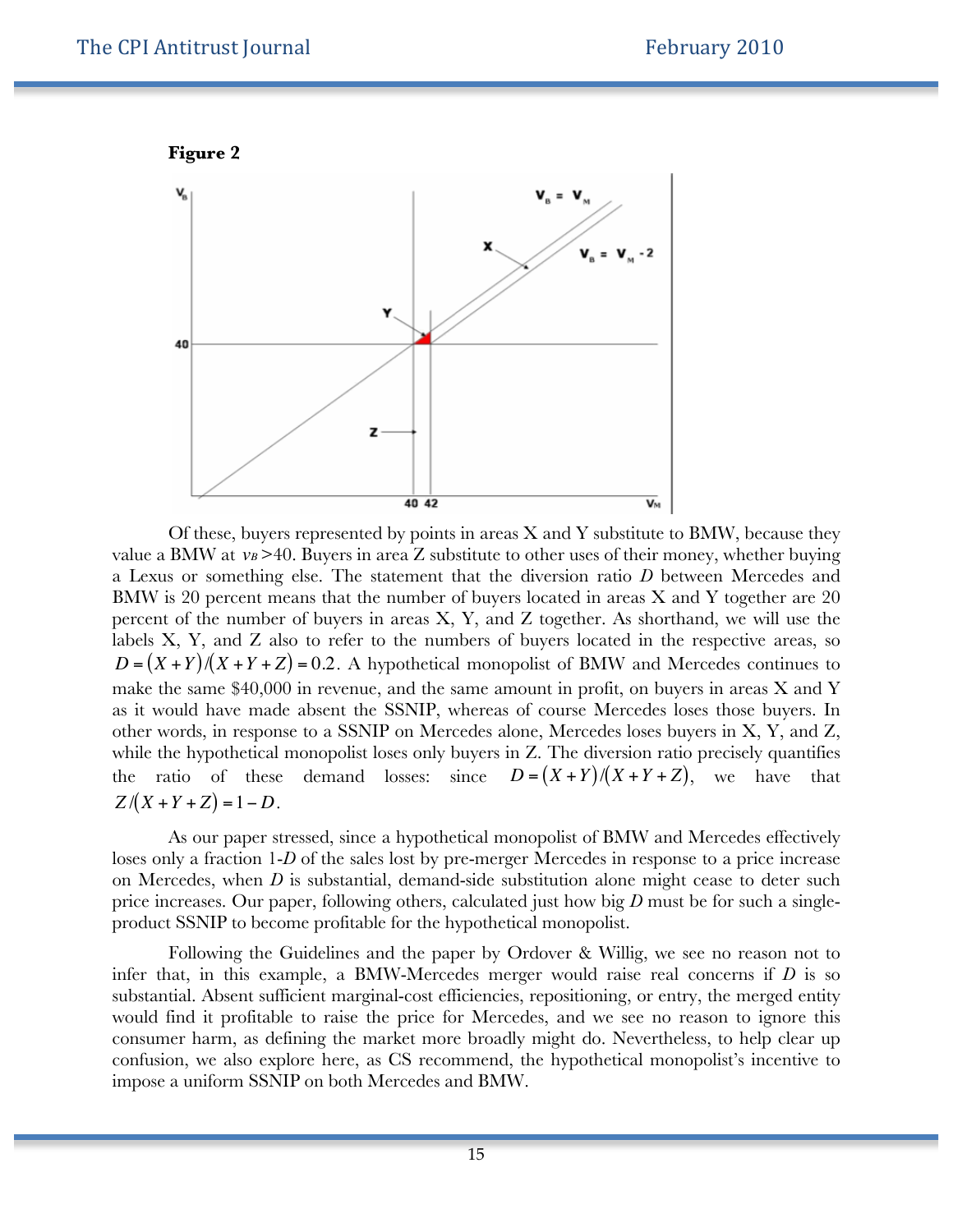**Figure 2**

Of these, buyers represented by points in areas X and Y substitute to BMW, because they value a BMW at $v_B > 40$. Buyers in area Z substitute to other uses of their money, whether buying a Lexus or something else. The statement that the diversion ratio $D$ between Mercedes and BMW is 20 percent means that the number of buyers located in areas X and Y together are 20 percent of the number of buyers in areas X, Y, and Z together. As shorthand, we will use the labels X, Y, and Z also to refer to the numbers of buyers located in the respective areas, so $D = (X+Y)/(X+Y+Z) = 0.2$. A hypothetical monopolist of BMW and Mercedes continues to make the same \$40,000 in revenue, and the same amount in profit, on buyers in areas X and Y as it would have made absent the SSNIP, whereas of course Mercedes loses those buyers. In other words, in response to a SSNIP on Mercedes alone, Mercedes loses buyers in X, Y, and Z, while the hypothetical monopolist loses only buyers in Z. The diversion ratio precisely quantifies the ratio of these demand losses: since $D = (X+Y)/(X+Y+Z)$, we have that $Z/(X+Y+Z) = 1 - D$.

As our paper stressed, since a hypothetical monopolist of BMW and Mercedes effectively loses only a fraction 1-$D$ of the sales lost by pre-merger Mercedes in response to a price increase on Mercedes, when $D$ is substantial, demand-side substitution alone might cease to deter such price increases. Our paper, following others, calculated just how big $D$ must be for such a single-product SSNIP to become profitable for the hypothetical monopolist.

Following the Guidelines and the paper by Ordover & Willig, we see no reason not to infer that, in this example, a BMW-Mercedes merger would raise real concerns if $D$ is so substantial. Absent sufficient marginal-cost efficiencies, repositioning, or entry, the merged entity would find it profitable to raise the price for Mercedes, and we see no reason to ignore this consumer harm, as defining the market more broadly might do. Nevertheless, to help clear up confusion, we also explore here, as CS recommend, the hypothetical monopolist's incentive to impose a uniform SSNIP on both Mercedes and BMW.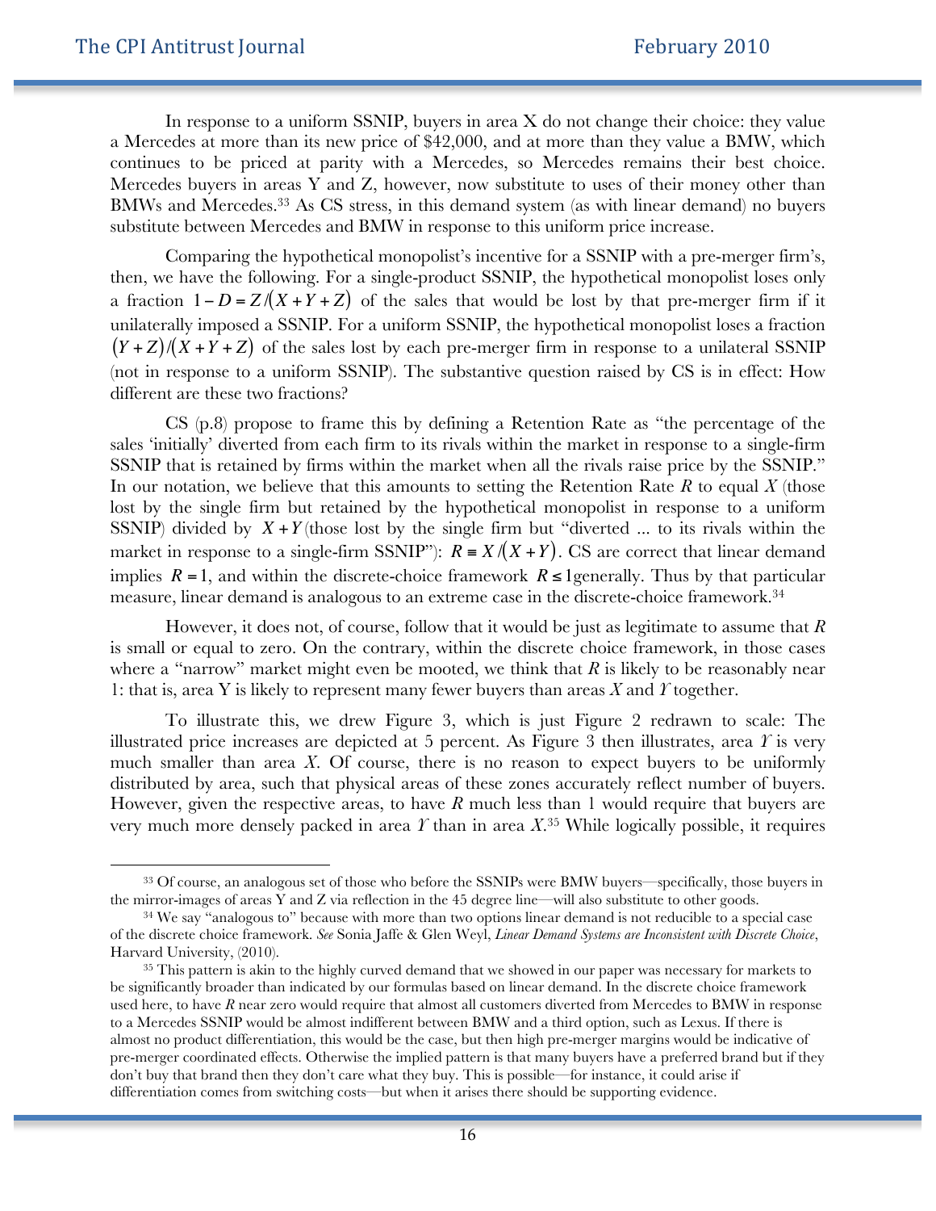In response to a uniform SSNIP, buyers in area X do not change their choice: they value a Mercedes at more than its new price of $42,000, and at more than they value a BMW, which continues to be priced at parity with a Mercedes, so Mercedes remains their best choice. Mercedes buyers in areas Y and Z, however, now substitute to uses of their money other than BMWs and Mercedes.[33] As CS stress, in this demand system (as with linear demand) no buyers substitute between Mercedes and BMW in response to this uniform price increase.

Comparing the hypothetical monopolist's incentive for a SSNIP with a pre-merger firm's, then, we have the following. For a single-product SSNIP, the hypothetical monopolist loses only a fraction $1 - D = Z/(X + Y + Z)$ of the sales that would be lost by that pre-merger firm if it unilaterally imposed a SSNIP. For a uniform SSNIP, the hypothetical monopolist loses a fraction $(Y + Z)/(X + Y + Z)$ of the sales lost by each pre-merger firm in response to a unilateral SSNIP (not in response to a uniform SSNIP). The substantive question raised by CS is in effect: How different are these two fractions?

CS (p.8) propose to frame this by defining a Retention Rate as "the percentage of the sales 'initially' diverted from each firm to its rivals within the market in response to a single-firm SSNIP that is retained by firms within the market when all the rivals raise price by the SSNIP." In our notation, we believe that this amounts to setting the Retention Rate $R$ to equal $X$ (those lost by the single firm but retained by the hypothetical monopolist in response to a uniform SSNIP) divided by $X + Y$ (those lost by the single firm but "diverted ... to its rivals within the market in response to a single-firm SSNIP"): $R \equiv X/(X + Y)$. CS are correct that linear demand implies $R = 1$, and within the discrete-choice framework $R \leq 1$ generally. Thus by that particular measure, linear demand is analogous to an extreme case in the discrete-choice framework.[34]

However, it does not, of course, follow that it would be just as legitimate to assume that $R$ is small or equal to zero. On the contrary, within the discrete choice framework, in those cases where a "narrow" market might even be mooted, we think that $R$ is likely to be reasonably near 1: that is, area Y is likely to represent many fewer buyers than areas $X$ and $Y$ together.

To illustrate this, we drew Figure 3, which is just Figure 2 redrawn to scale: The illustrated price increases are depicted at 5 percent. As Figure 3 then illustrates, area $Y$ is very much smaller than area X. Of course, there is no reason to expect buyers to be uniformly distributed by area, such that physical areas of these zones accurately reflect number of buyers. However, given the respective areas, to have $R$ much less than 1 would require that buyers are very much more densely packed in area $Y$ than in area $X$.[35] While logically possible, it requires

---

[33] Of course, an analogous set of those who before the SSNIPs were BMW buyers—specifically, those buyers in the mirror-images of areas Y and Z via reflection in the 45 degree line—will also substitute to other goods.

[34] We say "analogous to" because with more than two options linear demand is not reducible to a special case of the discrete choice framework. *See* Sonia Jaffe & Glen Weyl, *Linear Demand Systems are Inconsistent with Discrete Choice*, Harvard University, (2010).

[35] This pattern is akin to the highly curved demand that we showed in our paper was necessary for markets to be significantly broader than indicated by our formulas based on linear demand. In the discrete choice framework used here, to have $R$ near zero would require that almost all customers diverted from Mercedes to BMW in response to a Mercedes SSNIP would be almost indifferent between BMW and a third option, such as Lexus. If there is almost no product differentiation, this would be the case, but then high pre-merger margins would be indicative of pre-merger coordinated effects. Otherwise the implied pattern is that many buyers have a preferred brand but if they don't buy that brand then they don't care what they buy. This is possible—for instance, it could arise if differentiation comes from switching costs—but when it arises there should be supporting evidence.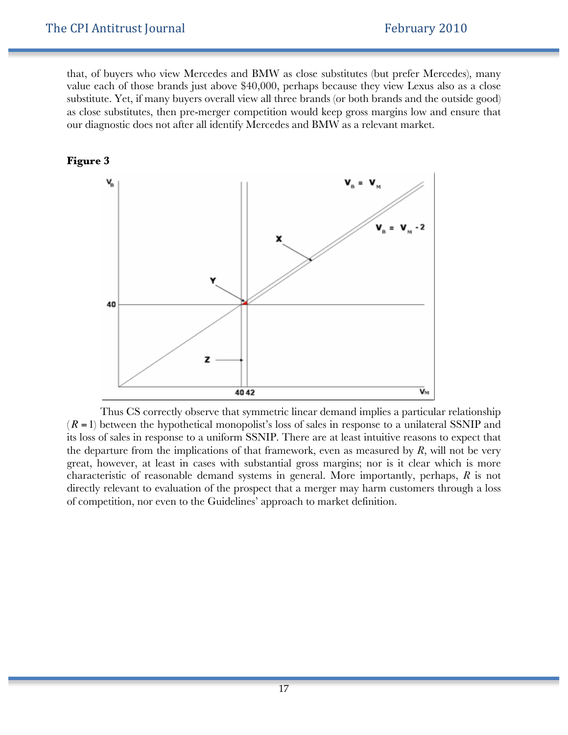that, of buyers who view Mercedes and BMW as close substitutes (but prefer Mercedes), many value each of those brands just above $40,000, perhaps because they view Lexus also as a close substitute. Yet, if many buyers overall view all three brands (or both brands and the outside good) as close substitutes, then pre-merger competition would keep gross margins low and ensure that our diagnostic does not after all identify Mercedes and BMW as a relevant market.

**Figure 3**

$V_B$

$V_B = V_M$

$V_B = V_M - 2$

X

Y

40

Z

40 42

$V_M$

Thus CS correctly observe that symmetric linear demand implies a particular relationship ($R = 1$) between the hypothetical monopolist's loss of sales in response to a unilateral SSNIP and its loss of sales in response to a uniform SSNIP. There are at least intuitive reasons to expect that the departure from the implications of that framework, even as measured by $R$, will not be very great, however, at least in cases with substantial gross margins; nor is it clear which is more characteristic of reasonable demand systems in general. More importantly, perhaps, $R$ is not directly relevant to evaluation of the prospect that a merger may harm customers through a loss of competition, nor even to the Guidelines' approach to market definition.